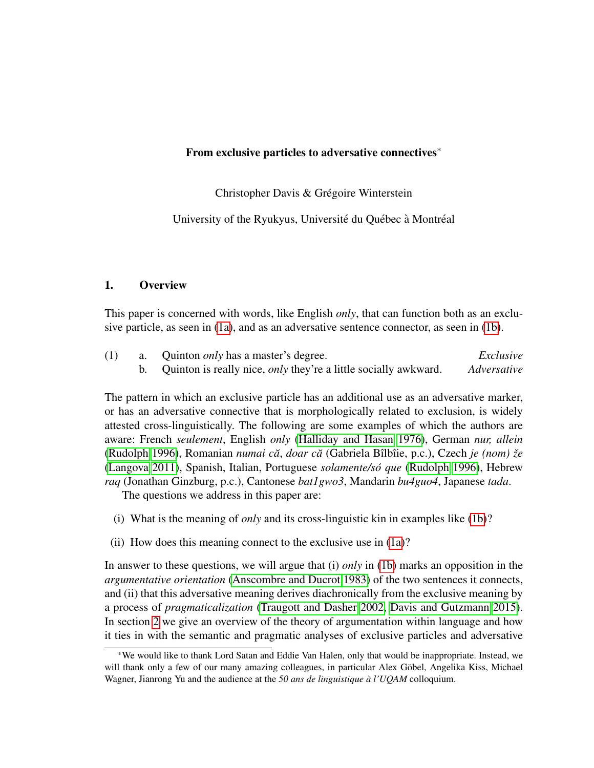# From exclusive particles to adversative connectives*

Christopher Davis & Grégoire Winterstein

University of the Ryukyus, Université du Québec à Montréal

## 1. Overview

This paper is concerned with words, like English *only*, that can function both as an exclusive particle, as seen in (1a), and as an adversative sentence connector, as seen in (1b).

(1) a. Quinton *only* has a master's degree. *Exclusive*

b. Quinton is really nice, *only* they're a little socially awkward. *Adversative*

The pattern in which an exclusive particle has an additional use as an adversative marker, or has an adversative connective that is morphologically related to exclusion, is widely attested cross-linguistically. The following are some examples of which the authors are aware: French *seulement*, English *only* (Halliday and Hasan 1976), German *nur, allein* (Rudolph 1996), Romanian *numai că*, *doar că* (Gabriela Bîlbîie, p.c.), Czech *je (nom) že* (Langova 2011), Spanish, Italian, Portuguese *solamente/só que* (Rudolph 1996), Hebrew *raq* (Jonathan Ginzburg, p.c.), Cantonese *bat1gwo3*, Mandarin *bu4guo4*, Japanese *tada*.

The questions we address in this paper are:

(i) What is the meaning of *only* and its cross-linguistic kin in examples like (1b)?

(ii) How does this meaning connect to the exclusive use in (1a)?

In answer to these questions, we will argue that (i) *only* in (1b) marks an opposition in the *argumentative orientation* (Anscombre and Ducrot 1983) of the two sentences it connects, and (ii) that this adversative meaning derives diachronically from the exclusive meaning by a process of *pragmaticalization* (Traugott and Dasher 2002, Davis and Gutzmann 2015). In section 2 we give an overview of the theory of argumentation within language and how it ties in with the semantic and pragmatic analyses of exclusive particles and adversative

*We would like to thank Lord Satan and Eddie Van Halen, only that would be inappropriate. Instead, we will thank only a few of our many amazing colleagues, in particular Alex Göbel, Angelika Kiss, Michael Wagner, Jianrong Yu and the audience at the *50 ans de linguistique à l'UQAM* colloquium.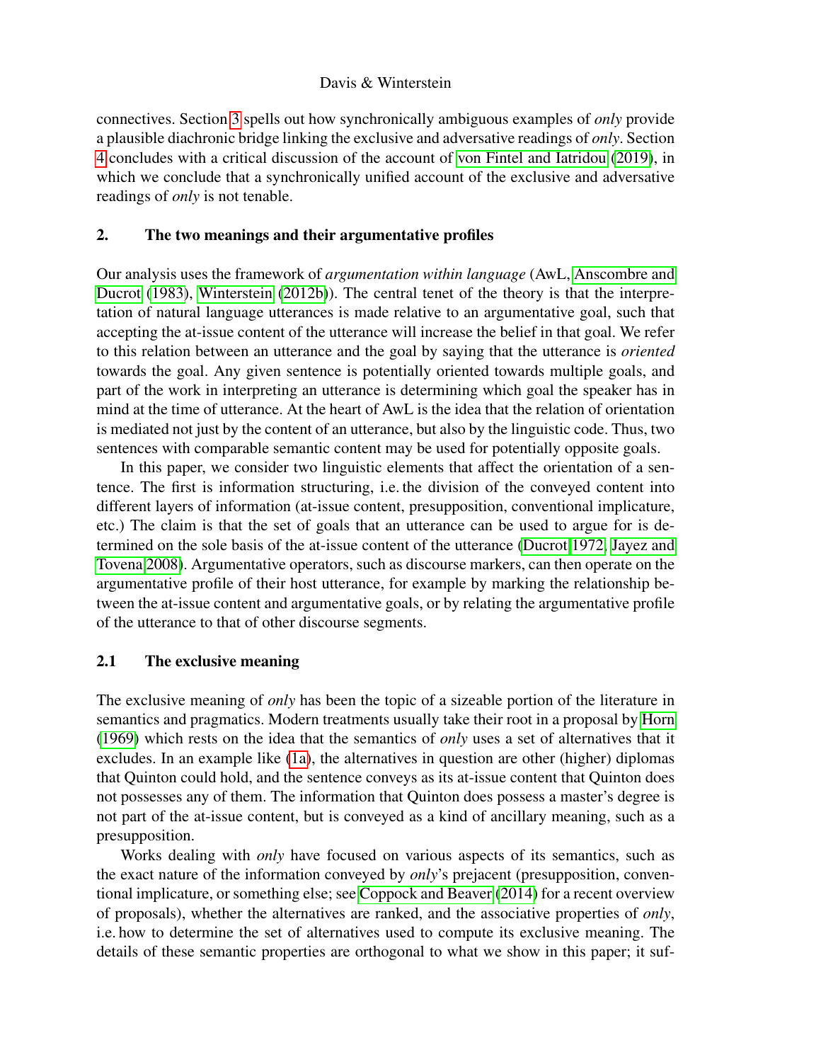connectives. Section 3 spells out how synchronically ambiguous examples of *only* provide a plausible diachronic bridge linking the exclusive and adversative readings of *only*. Section 4 concludes with a critical discussion of the account of von Fintel and Iatridou (2019), in which we conclude that a synchronically unified account of the exclusive and adversative readings of *only* is not tenable.

## 2. The two meanings and their argumentative profiles

Our analysis uses the framework of *argumentation within language* (AwL, Anscombre and Ducrot (1983), Winterstein (2012b)). The central tenet of the theory is that the interpretation of natural language utterances is made relative to an argumentative goal, such that accepting the at-issue content of the utterance will increase the belief in that goal. We refer to this relation between an utterance and the goal by saying that the utterance is *oriented* towards the goal. Any given sentence is potentially oriented towards multiple goals, and part of the work in interpreting an utterance is determining which goal the speaker has in mind at the time of utterance. At the heart of AwL is the idea that the relation of orientation is mediated not just by the content of an utterance, but also by the linguistic code. Thus, two sentences with comparable semantic content may be used for potentially opposite goals.

In this paper, we consider two linguistic elements that affect the orientation of a sentence. The first is information structuring, i.e. the division of the conveyed content into different layers of information (at-issue content, presupposition, conventional implicature, etc.) The claim is that the set of goals that an utterance can be used to argue for is determined on the sole basis of the at-issue content of the utterance (Ducrot 1972, Jayez and Tovena 2008). Argumentative operators, such as discourse markers, can then operate on the argumentative profile of their host utterance, for example by marking the relationship between the at-issue content and argumentative goals, or by relating the argumentative profile of the utterance to that of other discourse segments.

### 2.1 The exclusive meaning

The exclusive meaning of *only* has been the topic of a sizeable portion of the literature in semantics and pragmatics. Modern treatments usually take their root in a proposal by Horn (1969) which rests on the idea that the semantics of *only* uses a set of alternatives that it excludes. In an example like (1a), the alternatives in question are other (higher) diplomas that Quinton could hold, and the sentence conveys as its at-issue content that Quinton does not possesses any of them. The information that Quinton does possess a master's degree is not part of the at-issue content, but is conveyed as a kind of ancillary meaning, such as a presupposition.

Works dealing with *only* have focused on various aspects of its semantics, such as the exact nature of the information conveyed by *only*'s prejacent (presupposition, conventional implicature, or something else; see Coppock and Beaver (2014) for a recent overview of proposals), whether the alternatives are ranked, and the associative properties of *only*, i.e. how to determine the set of alternatives used to compute its exclusive meaning. The details of these semantic properties are orthogonal to what we show in this paper; it suf-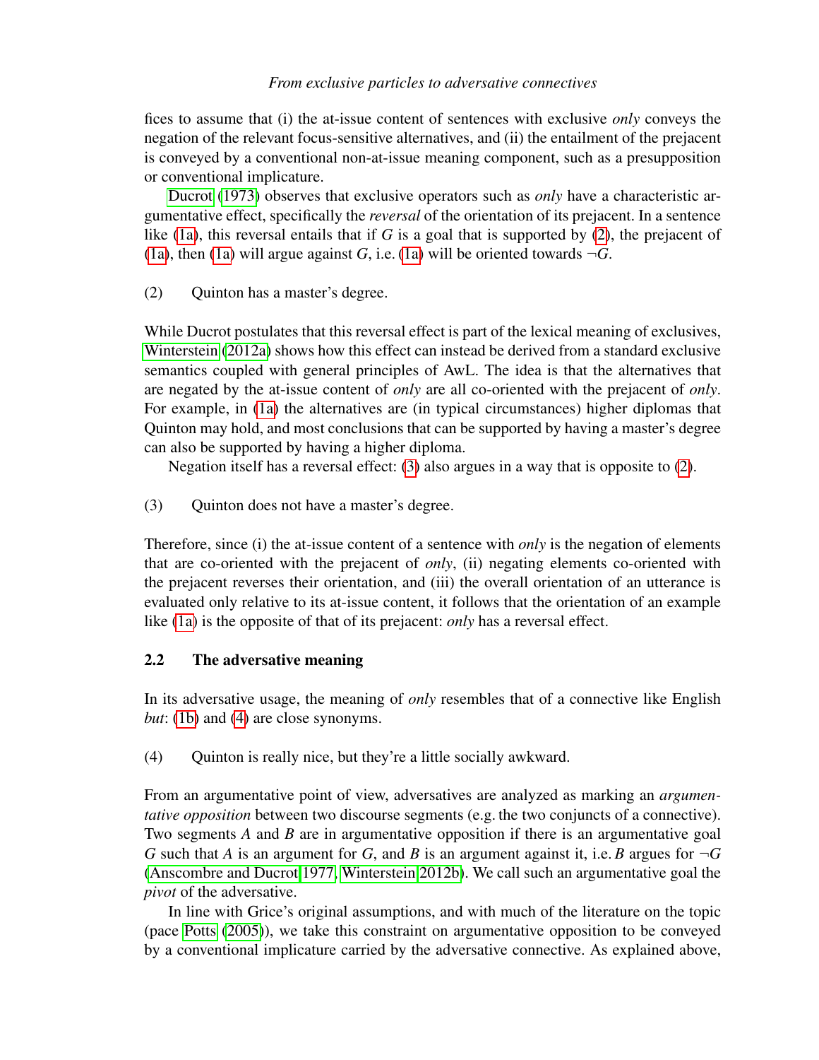fices to assume that (i) the at-issue content of sentences with exclusive *only* conveys the negation of the relevant focus-sensitive alternatives, and (ii) the entailment of the prejacent is conveyed by a conventional non-at-issue meaning component, such as a presupposition or conventional implicature.

Ducrot (1973) observes that exclusive operators such as *only* have a characteristic argumentative effect, specifically the *reversal* of the orientation of its prejacent. In a sentence like (1a), this reversal entails that if $G$ is a goal that is supported by (2), the prejacent of (1a), then (1a) will argue against $G$, i.e. (1a) will be oriented towards $\neg G$.

(2) Quinton has a master's degree.

While Ducrot postulates that this reversal effect is part of the lexical meaning of exclusives, Winterstein (2012a) shows how this effect can instead be derived from a standard exclusive semantics coupled with general principles of AwL. The idea is that the alternatives that are negated by the at-issue content of *only* are all co-oriented with the prejacent of *only*. For example, in (1a) the alternatives are (in typical circumstances) higher diplomas that Quinton may hold, and most conclusions that can be supported by having a master's degree can also be supported by having a higher diploma.

Negation itself has a reversal effect: (3) also argues in a way that is opposite to (2).

(3) Quinton does not have a master's degree.

Therefore, since (i) the at-issue content of a sentence with *only* is the negation of elements that are co-oriented with the prejacent of *only*, (ii) negating elements co-oriented with the prejacent reverses their orientation, and (iii) the overall orientation of an utterance is evaluated only relative to its at-issue content, it follows that the orientation of an example like (1a) is the opposite of that of its prejacent: *only* has a reversal effect.

## 2.2 The adversative meaning

In its adversative usage, the meaning of *only* resembles that of a connective like English *but*: (1b) and (4) are close synonyms.

(4) Quinton is really nice, but they're a little socially awkward.

From an argumentative point of view, adversatives are analyzed as marking an *argumentative opposition* between two discourse segments (e.g. the two conjuncts of a connective). Two segments $A$ and $B$ are in argumentative opposition if there is an argumentative goal $G$ such that $A$ is an argument for $G$, and $B$ is an argument against it, i.e. $B$ argues for $\neg G$ (Anscombre and Ducrot 1977, Winterstein 2012b). We call such an argumentative goal the *pivot* of the adversative.

In line with Grice's original assumptions, and with much of the literature on the topic (pace Potts (2005)), we take this constraint on argumentative opposition to be conveyed by a conventional implicature carried by the adversative connective. As explained above,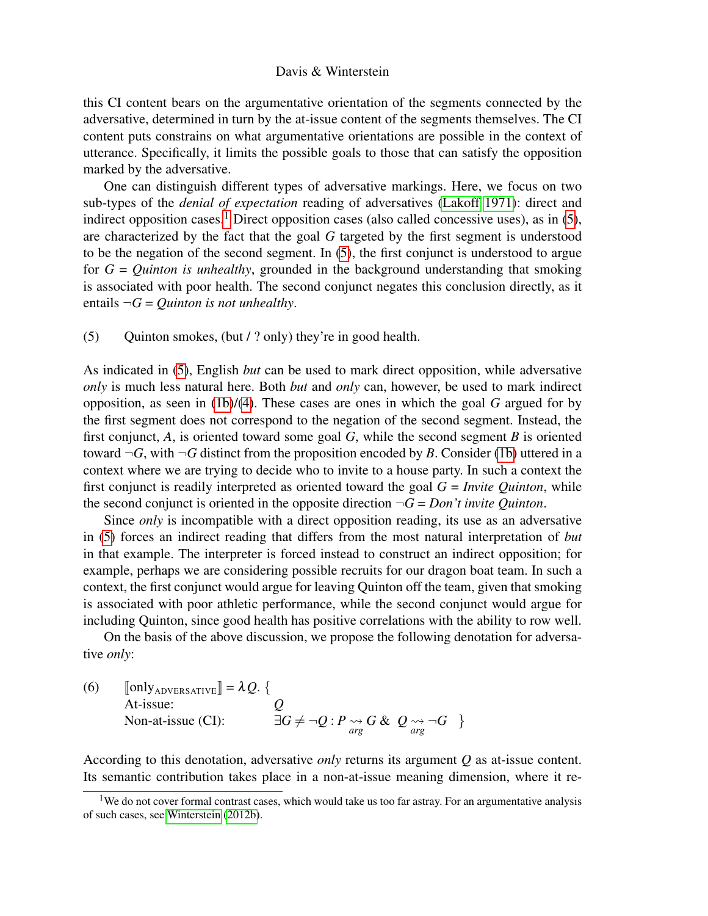this CI content bears on the argumentative orientation of the segments connected by the adversative, determined in turn by the at-issue content of the segments themselves. The CI content puts constrains on what argumentative orientations are possible in the context of utterance. Specifically, it limits the possible goals to those that can satisfy the opposition marked by the adversative.

One can distinguish different types of adversative markings. Here, we focus on two sub-types of the *denial of expectation* reading of adversatives (Lakoff 1971): direct and indirect opposition cases.[1] Direct opposition cases (also called concessive uses), as in (5), are characterized by the fact that the goal $G$ targeted by the first segment is understood to be the negation of the second segment. In (5), the first conjunct is understood to argue for $G$ = *Quinton is unhealthy*, grounded in the background understanding that smoking is associated with poor health. The second conjunct negates this conclusion directly, as it entails $\neg G$ = *Quinton is not unhealthy*.

(5) Quinton smokes, (but / ? only) they're in good health.

As indicated in (5), English *but* can be used to mark direct opposition, while adversative *only* is much less natural here. Both *but* and *only* can, however, be used to mark indirect opposition, as seen in (1b)/(4). These cases are ones in which the goal $G$ argued for by the first segment does not correspond to the negation of the second segment. Instead, the first conjunct, $A$, is oriented toward some goal $G$, while the second segment $B$ is oriented toward $\neg G$, with $\neg G$ distinct from the proposition encoded by $B$. Consider (1b) uttered in a context where we are trying to decide who to invite to a house party. In such a context the first conjunct is readily interpreted as oriented toward the goal $G$ = *Invite Quinton*, while the second conjunct is oriented in the opposite direction $\neg G$ = *Don't invite Quinton*.

Since *only* is incompatible with a direct opposition reading, its use as an adversative in (5) forces an indirect reading that differs from the most natural interpretation of *but* in that example. The interpreter is forced instead to construct an indirect opposition; for example, perhaps we are considering possible recruits for our dragon boat team. In such a context, the first conjunct would argue for leaving Quinton off the team, given that smoking is associated with poor athletic performance, while the second conjunct would argue for including Quinton, since good health has positive correlations with the ability to row well.

On the basis of the above discussion, we propose the following denotation for adversative *only*:

(6) $[\![\text{only}_{\text{ADVERSATIVE}}]\!] = \lambda Q.$ {
At-issue: $Q$
Non-at-issue (CI): $\exists G \neq \neg Q : P \underset{arg}{\leadsto} G \;\&\; Q \underset{arg}{\leadsto} \neg G$ }

According to this denotation, adversative *only* returns its argument $Q$ as at-issue content. Its semantic contribution takes place in a non-at-issue meaning dimension, where it re-

[1] We do not cover formal contrast cases, which would take us too far astray. For an argumentative analysis of such cases, see Winterstein (2012b).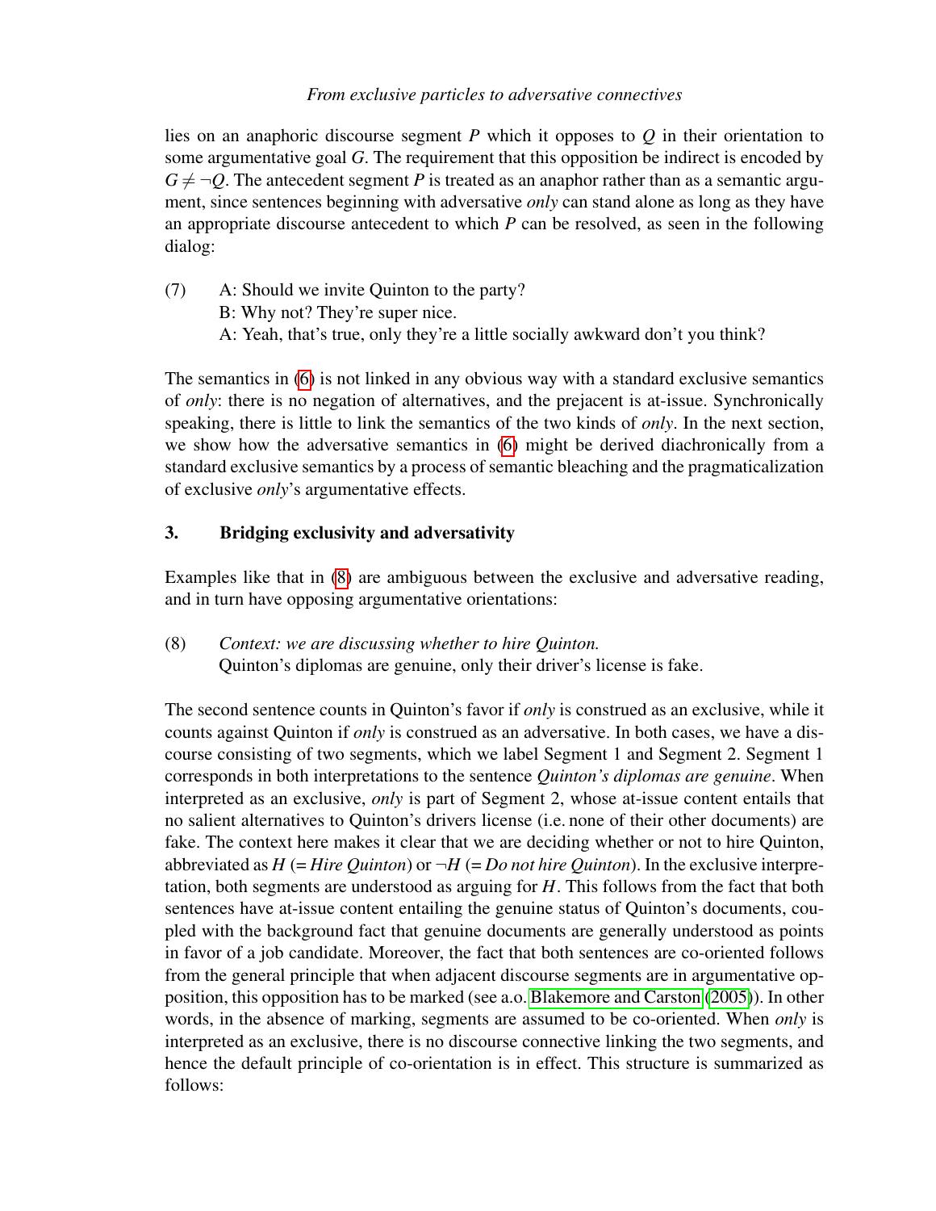lies on an anaphoric discourse segment $P$ which it opposes to $Q$ in their orientation to some argumentative goal $G$. The requirement that this opposition be indirect is encoded by $G \neq \neg Q$. The antecedent segment $P$ is treated as an anaphor rather than as a semantic argument, since sentences beginning with adversative *only* can stand alone as long as they have an appropriate discourse antecedent to which $P$ can be resolved, as seen in the following dialog:

(7) A: Should we invite Quinton to the party?
B: Why not? They're super nice.
A: Yeah, that's true, only they're a little socially awkward don't you think?

The semantics in (6) is not linked in any obvious way with a standard exclusive semantics of *only*: there is no negation of alternatives, and the prejacent is at-issue. Synchronically speaking, there is little to link the semantics of the two kinds of *only*. In the next section, we show how the adversative semantics in (6) might be derived diachronically from a standard exclusive semantics by a process of semantic bleaching and the pragmaticalization of exclusive *only*'s argumentative effects.

## 3. Bridging exclusivity and adversativity

Examples like that in (8) are ambiguous between the exclusive and adversative reading, and in turn have opposing argumentative orientations:

(8) *Context: we are discussing whether to hire Quinton.*
Quinton's diplomas are genuine, only their driver's license is fake.

The second sentence counts in Quinton's favor if *only* is construed as an exclusive, while it counts against Quinton if *only* is construed as an adversative. In both cases, we have a discourse consisting of two segments, which we label Segment 1 and Segment 2. Segment 1 corresponds in both interpretations to the sentence *Quinton's diplomas are genuine*. When interpreted as an exclusive, *only* is part of Segment 2, whose at-issue content entails that no salient alternatives to Quinton's drivers license (i.e. none of their other documents) are fake. The context here makes it clear that we are deciding whether or not to hire Quinton, abbreviated as $H$ (= *Hire Quinton*) or $\neg H$ (= *Do not hire Quinton*). In the exclusive interpretation, both segments are understood as arguing for $H$. This follows from the fact that both sentences have at-issue content entailing the genuine status of Quinton's documents, coupled with the background fact that genuine documents are generally understood as points in favor of a job candidate. Moreover, the fact that both sentences are co-oriented follows from the general principle that when adjacent discourse segments are in argumentative opposition, this opposition has to be marked (see a.o. Blakemore and Carston (2005)). In other words, in the absence of marking, segments are assumed to be co-oriented. When *only* is interpreted as an exclusive, there is no discourse connective linking the two segments, and hence the default principle of co-orientation is in effect. This structure is summarized as follows: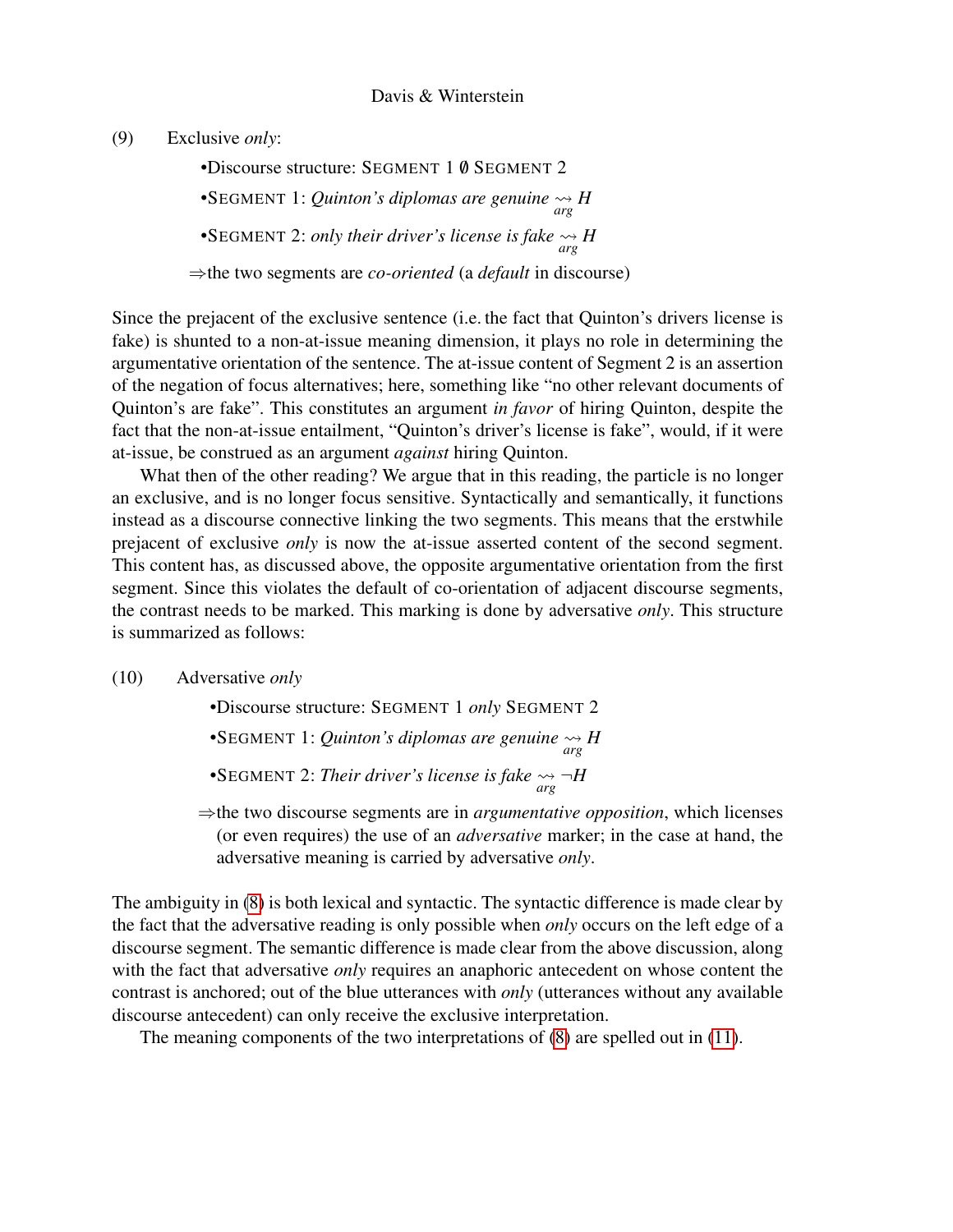(9) Exclusive *only*:

- Discourse structure: SEGMENT 1 ∅ SEGMENT 2
- SEGMENT 1: *Quinton's diplomas are genuine* $\underset{arg}{\rightsquigarrow} H$
- SEGMENT 2: *only their driver's license is fake* $\underset{arg}{\rightsquigarrow} H$

⇒the two segments are *co-oriented* (a *default* in discourse)

Since the prejacent of the exclusive sentence (i.e. the fact that Quinton's drivers license is fake) is shunted to a non-at-issue meaning dimension, it plays no role in determining the argumentative orientation of the sentence. The at-issue content of Segment 2 is an assertion of the negation of focus alternatives; here, something like "no other relevant documents of Quinton's are fake". This constitutes an argument *in favor* of hiring Quinton, despite the fact that the non-at-issue entailment, "Quinton's driver's license is fake", would, if it were at-issue, be construed as an argument *against* hiring Quinton.

What then of the other reading? We argue that in this reading, the particle is no longer an exclusive, and is no longer focus sensitive. Syntactically and semantically, it functions instead as a discourse connective linking the two segments. This means that the erstwhile prejacent of exclusive *only* is now the at-issue asserted content of the second segment. This content has, as discussed above, the opposite argumentative orientation from the first segment. Since this violates the default of co-orientation of adjacent discourse segments, the contrast needs to be marked. This marking is done by adversative *only*. This structure is summarized as follows:

(10) Adversative *only*

- Discourse structure: SEGMENT 1 *only* SEGMENT 2
- SEGMENT 1: *Quinton's diplomas are genuine* $\underset{arg}{\rightsquigarrow} H$
- SEGMENT 2: *Their driver's license is fake* $\underset{arg}{\rightsquigarrow} \neg H$

⇒the two discourse segments are in *argumentative opposition*, which licenses (or even requires) the use of an *adversative* marker; in the case at hand, the adversative meaning is carried by adversative *only*.

The ambiguity in (8) is both lexical and syntactic. The syntactic difference is made clear by the fact that the adversative reading is only possible when *only* occurs on the left edge of a discourse segment. The semantic difference is made clear from the above discussion, along with the fact that adversative *only* requires an anaphoric antecedent on whose content the contrast is anchored; out of the blue utterances with *only* (utterances without any available discourse antecedent) can only receive the exclusive interpretation.

The meaning components of the two interpretations of (8) are spelled out in (11).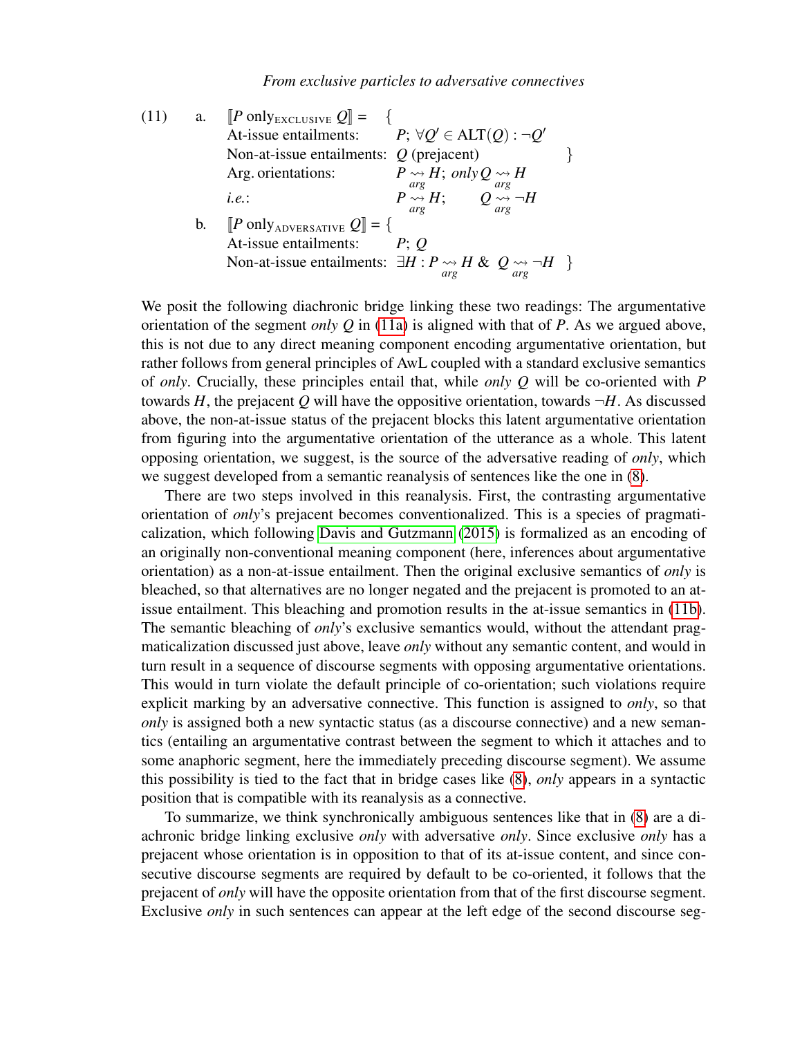(11) a. $[\![P \text{ only}_{\text{EXCLUSIVE}}\ Q]\!] = \{$

At-issue entailments: $P$; $\forall Q' \in \text{ALT}(Q) : \neg Q'$

Non-at-issue entailments: $Q$ (prejacent) $\}$

Arg. orientations: $P \underset{arg}{\rightsquigarrow} H$; *only* $Q \underset{arg}{\rightsquigarrow} H$

*i.e.*: $P \underset{arg}{\rightsquigarrow} H$; $Q \underset{arg}{\rightsquigarrow} \neg H$

b. $[\![P \text{ only}_{\text{ADVERSATIVE}}\ Q]\!] = \{$

At-issue entailments: $P$; $Q$

Non-at-issue entailments: $\exists H : P \underset{arg}{\rightsquigarrow} H \ \&\ Q \underset{arg}{\rightsquigarrow} \neg H$ $\}$

We posit the following diachronic bridge linking these two readings: The argumentative orientation of the segment *only Q* in (11a) is aligned with that of *P*. As we argued above, this is not due to any direct meaning component encoding argumentative orientation, but rather follows from general principles of AwL coupled with a standard exclusive semantics of *only*. Crucially, these principles entail that, while *only Q* will be co-oriented with *P* towards *H*, the prejacent *Q* will have the oppositive orientation, towards $\neg H$. As discussed above, the non-at-issue status of the prejacent blocks this latent argumentative orientation from figuring into the argumentative orientation of the utterance as a whole. This latent opposing orientation, we suggest, is the source of the adversative reading of *only*, which we suggest developed from a semantic reanalysis of sentences like the one in (8).

There are two steps involved in this reanalysis. First, the contrasting argumentative orientation of *only*'s prejacent becomes conventionalized. This is a species of pragmaticalization, which following Davis and Gutzmann (2015) is formalized as an encoding of an originally non-conventional meaning component (here, inferences about argumentative orientation) as a non-at-issue entailment. Then the original exclusive semantics of *only* is bleached, so that alternatives are no longer negated and the prejacent is promoted to an at-issue entailment. This bleaching and promotion results in the at-issue semantics in (11b). The semantic bleaching of *only*'s exclusive semantics would, without the attendant pragmaticalization discussed just above, leave *only* without any semantic content, and would in turn result in a sequence of discourse segments with opposing argumentative orientations. This would in turn violate the default principle of co-orientation; such violations require explicit marking by an adversative connective. This function is assigned to *only*, so that *only* is assigned both a new syntactic status (as a discourse connective) and a new semantics (entailing an argumentative contrast between the segment to which it attaches and to some anaphoric segment, here the immediately preceding discourse segment). We assume this possibility is tied to the fact that in bridge cases like (8), *only* appears in a syntactic position that is compatible with its reanalysis as a connective.

To summarize, we think synchronically ambiguous sentences like that in (8) are a diachronic bridge linking exclusive *only* with adversative *only*. Since exclusive *only* has a prejacent whose orientation is in opposition to that of its at-issue content, and since consecutive discourse segments are required by default to be co-oriented, it follows that the prejacent of *only* will have the opposite orientation from that of the first discourse segment. Exclusive *only* in such sentences can appear at the left edge of the second discourse seg-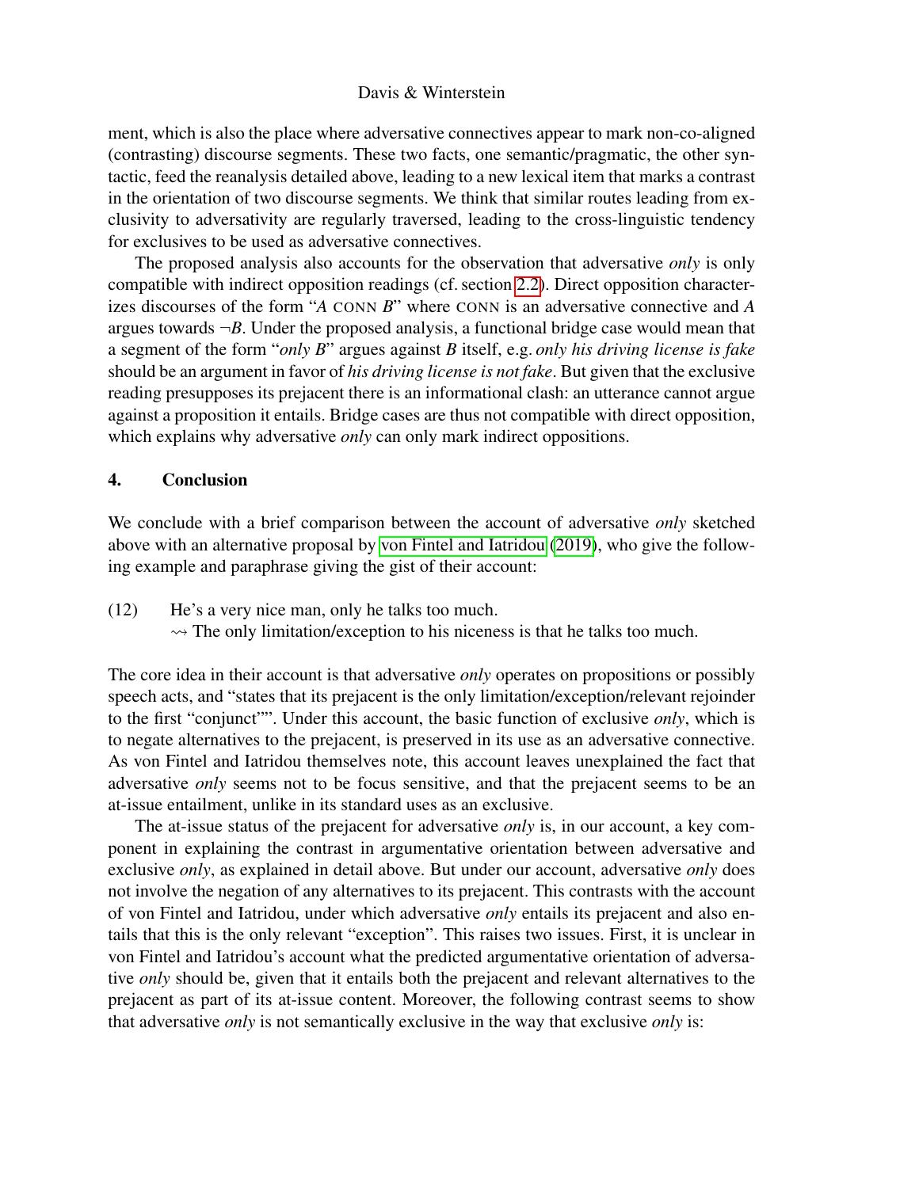ment, which is also the place where adversative connectives appear to mark non-co-aligned (contrasting) discourse segments. These two facts, one semantic/pragmatic, the other syntactic, feed the reanalysis detailed above, leading to a new lexical item that marks a contrast in the orientation of two discourse segments. We think that similar routes leading from exclusivity to adversativity are regularly traversed, leading to the cross-linguistic tendency for exclusives to be used as adversative connectives.

The proposed analysis also accounts for the observation that adversative *only* is only compatible with indirect opposition readings (cf. section 2.2). Direct opposition characterizes discourses of the form "*A* CONN *B*" where CONN is an adversative connective and *A* argues towards $\neg B$. Under the proposed analysis, a functional bridge case would mean that a segment of the form "*only B*" argues against *B* itself, e.g. *only his driving license is fake* should be an argument in favor of *his driving license is not fake*. But given that the exclusive reading presupposes its prejacent there is an informational clash: an utterance cannot argue against a proposition it entails. Bridge cases are thus not compatible with direct opposition, which explains why adversative *only* can only mark indirect oppositions.

## 4. Conclusion

We conclude with a brief comparison between the account of adversative *only* sketched above with an alternative proposal by von Fintel and Iatridou (2019), who give the following example and paraphrase giving the gist of their account:

(12) He's a very nice man, only he talks too much.
⇝ The only limitation/exception to his niceness is that he talks too much.

The core idea in their account is that adversative *only* operates on propositions or possibly speech acts, and "states that its prejacent is the only limitation/exception/relevant rejoinder to the first "conjunct"". Under this account, the basic function of exclusive *only*, which is to negate alternatives to the prejacent, is preserved in its use as an adversative connective. As von Fintel and Iatridou themselves note, this account leaves unexplained the fact that adversative *only* seems not to be focus sensitive, and that the prejacent seems to be an at-issue entailment, unlike in its standard uses as an exclusive.

The at-issue status of the prejacent for adversative *only* is, in our account, a key component in explaining the contrast in argumentative orientation between adversative and exclusive *only*, as explained in detail above. But under our account, adversative *only* does not involve the negation of any alternatives to its prejacent. This contrasts with the account of von Fintel and Iatridou, under which adversative *only* entails its prejacent and also entails that this is the only relevant "exception". This raises two issues. First, it is unclear in von Fintel and Iatridou's account what the predicted argumentative orientation of adversative *only* should be, given that it entails both the prejacent and relevant alternatives to the prejacent as part of its at-issue content. Moreover, the following contrast seems to show that adversative *only* is not semantically exclusive in the way that exclusive *only* is: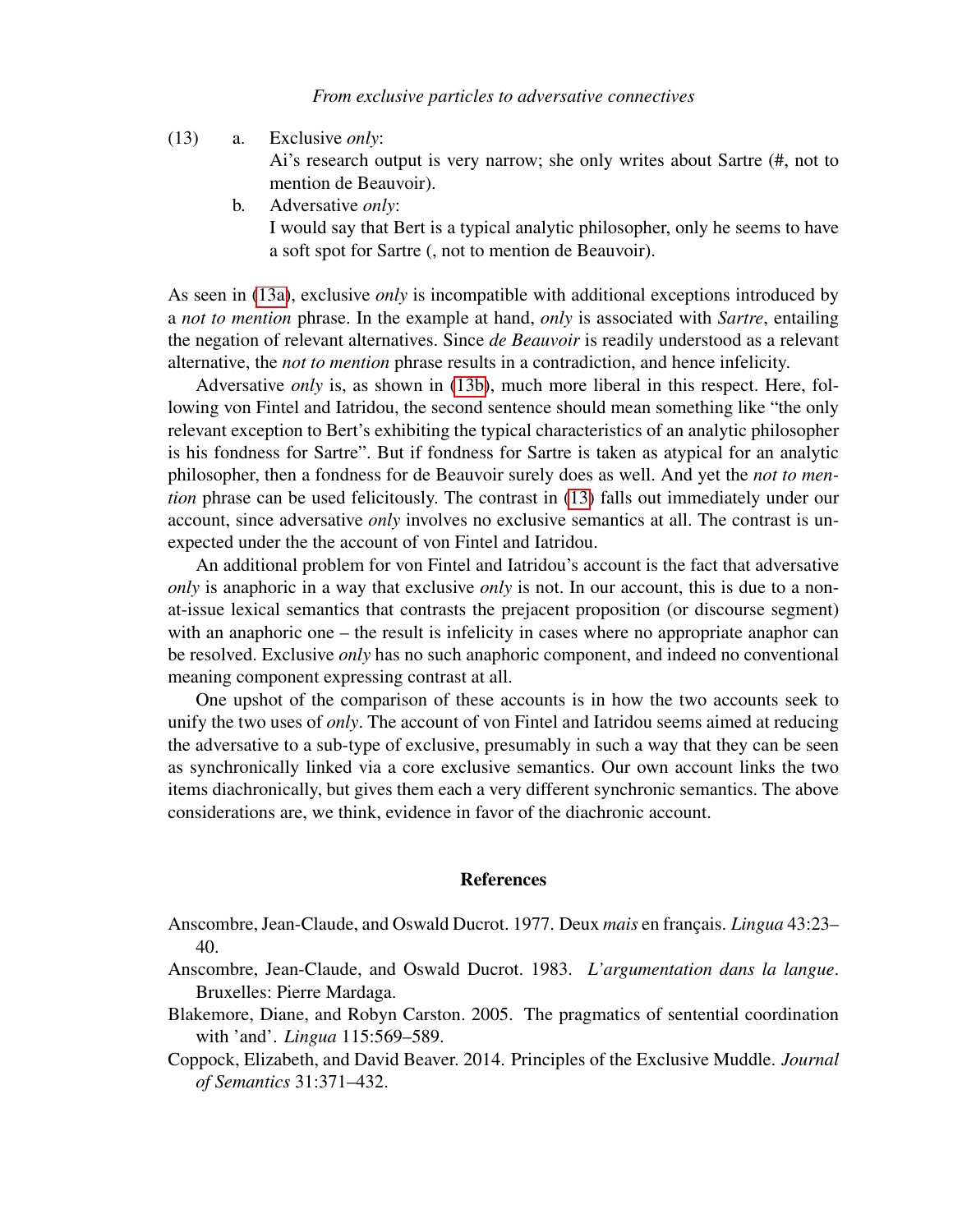(13) a. Exclusive *only*:
Ai's research output is very narrow; she only writes about Sartre (#, not to mention de Beauvoir).

b. Adversative *only*:
I would say that Bert is a typical analytic philosopher, only he seems to have a soft spot for Sartre (, not to mention de Beauvoir).

As seen in (13a), exclusive *only* is incompatible with additional exceptions introduced by a *not to mention* phrase. In the example at hand, *only* is associated with *Sartre*, entailing the negation of relevant alternatives. Since *de Beauvoir* is readily understood as a relevant alternative, the *not to mention* phrase results in a contradiction, and hence infelicity.

Adversative *only* is, as shown in (13b), much more liberal in this respect. Here, following von Fintel and Iatridou, the second sentence should mean something like "the only relevant exception to Bert's exhibiting the typical characteristics of an analytic philosopher is his fondness for Sartre". But if fondness for Sartre is taken as atypical for an analytic philosopher, then a fondness for de Beauvoir surely does as well. And yet the *not to mention* phrase can be used felicitously. The contrast in (13) falls out immediately under our account, since adversative *only* involves no exclusive semantics at all. The contrast is unexpected under the the account of von Fintel and Iatridou.

An additional problem for von Fintel and Iatridou's account is the fact that adversative *only* is anaphoric in a way that exclusive *only* is not. In our account, this is due to a non-at-issue lexical semantics that contrasts the prejacent proposition (or discourse segment) with an anaphoric one – the result is infelicity in cases where no appropriate anaphor can be resolved. Exclusive *only* has no such anaphoric component, and indeed no conventional meaning component expressing contrast at all.

One upshot of the comparison of these accounts is in how the two accounts seek to unify the two uses of *only*. The account of von Fintel and Iatridou seems aimed at reducing the adversative to a sub-type of exclusive, presumably in such a way that they can be seen as synchronically linked via a core exclusive semantics. Our own account links the two items diachronically, but gives them each a very different synchronic semantics. The above considerations are, we think, evidence in favor of the diachronic account.

## References

Anscombre, Jean-Claude, and Oswald Ducrot. 1977. Deux *mais* en français. *Lingua* 43:23–40.

Anscombre, Jean-Claude, and Oswald Ducrot. 1983. *L'argumentation dans la langue*. Bruxelles: Pierre Mardaga.

Blakemore, Diane, and Robyn Carston. 2005. The pragmatics of sentential coordination with 'and'. *Lingua* 115:569–589.

Coppock, Elizabeth, and David Beaver. 2014. Principles of the Exclusive Muddle. *Journal of Semantics* 31:371–432.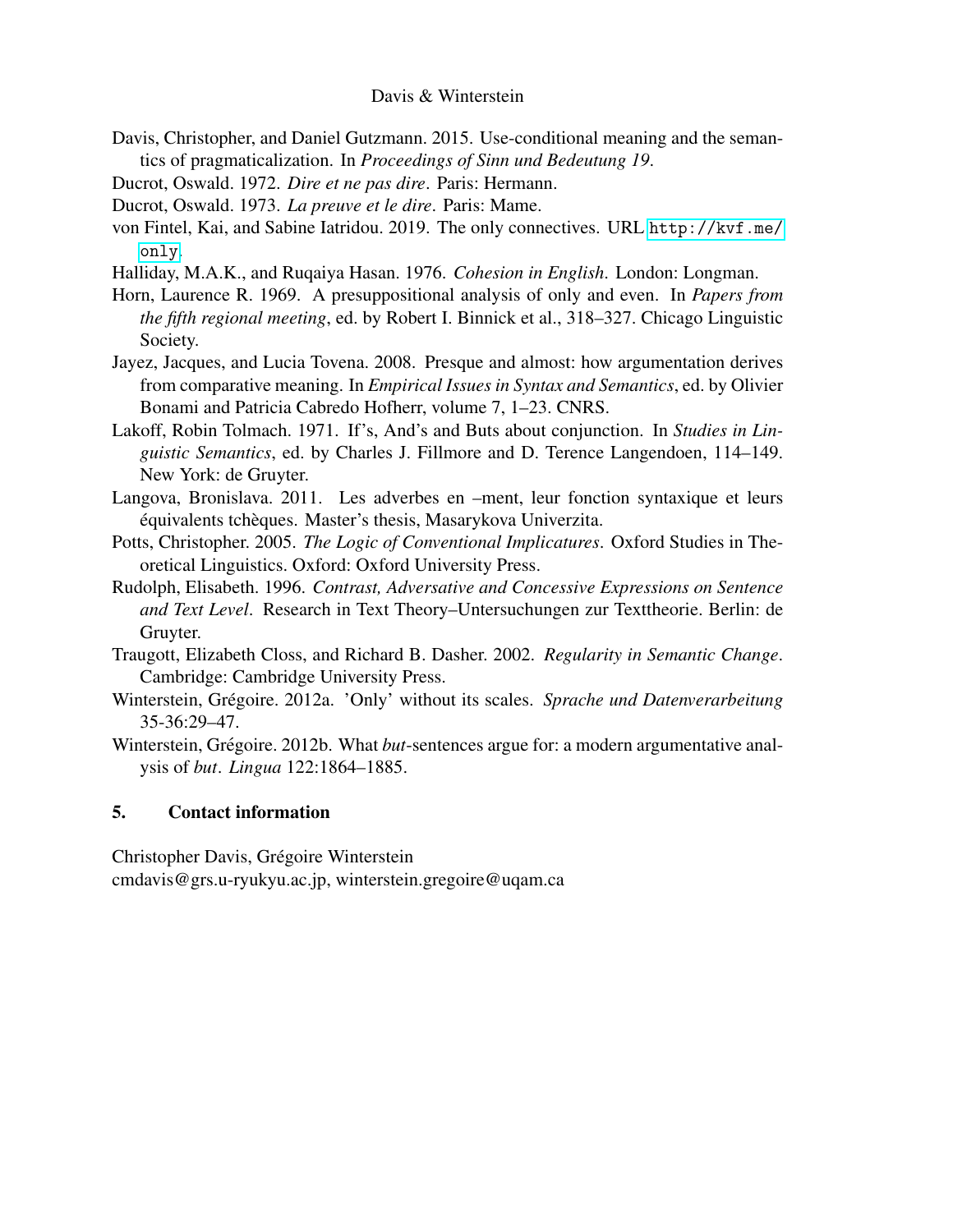Davis, Christopher, and Daniel Gutzmann. 2015. Use-conditional meaning and the semantics of pragmaticalization. In *Proceedings of Sinn und Bedeutung 19*.

Ducrot, Oswald. 1972. *Dire et ne pas dire*. Paris: Hermann.

Ducrot, Oswald. 1973. *La preuve et le dire*. Paris: Mame.

von Fintel, Kai, and Sabine Iatridou. 2019. The only connectives. URL http://kvf.me/only.

Halliday, M.A.K., and Ruqaiya Hasan. 1976. *Cohesion in English*. London: Longman.

Horn, Laurence R. 1969. A presuppositional analysis of only and even. In *Papers from the fifth regional meeting*, ed. by Robert I. Binnick et al., 318–327. Chicago Linguistic Society.

Jayez, Jacques, and Lucia Tovena. 2008. Presque and almost: how argumentation derives from comparative meaning. In *Empirical Issues in Syntax and Semantics*, ed. by Olivier Bonami and Patricia Cabredo Hofherr, volume 7, 1–23. CNRS.

Lakoff, Robin Tolmach. 1971. If's, And's and Buts about conjunction. In *Studies in Linguistic Semantics*, ed. by Charles J. Fillmore and D. Terence Langendoen, 114–149. New York: de Gruyter.

Langova, Bronislava. 2011. Les adverbes en –ment, leur fonction syntaxique et leurs équivalents tchèques. Master's thesis, Masarykova Univerzita.

Potts, Christopher. 2005. *The Logic of Conventional Implicatures*. Oxford Studies in Theoretical Linguistics. Oxford: Oxford University Press.

Rudolph, Elisabeth. 1996. *Contrast, Adversative and Concessive Expressions on Sentence and Text Level*. Research in Text Theory–Untersuchungen zur Texttheorie. Berlin: de Gruyter.

Traugott, Elizabeth Closs, and Richard B. Dasher. 2002. *Regularity in Semantic Change*. Cambridge: Cambridge University Press.

Winterstein, Grégoire. 2012a. 'Only' without its scales. *Sprache und Datenverarbeitung* 35-36:29–47.

Winterstein, Grégoire. 2012b. What *but*-sentences argue for: a modern argumentative analysis of *but*. *Lingua* 122:1864–1885.

## 5. Contact information

Christopher Davis, Grégoire Winterstein
cmdavis@grs.u-ryukyu.ac.jp, winterstein.gregoire@uqam.ca